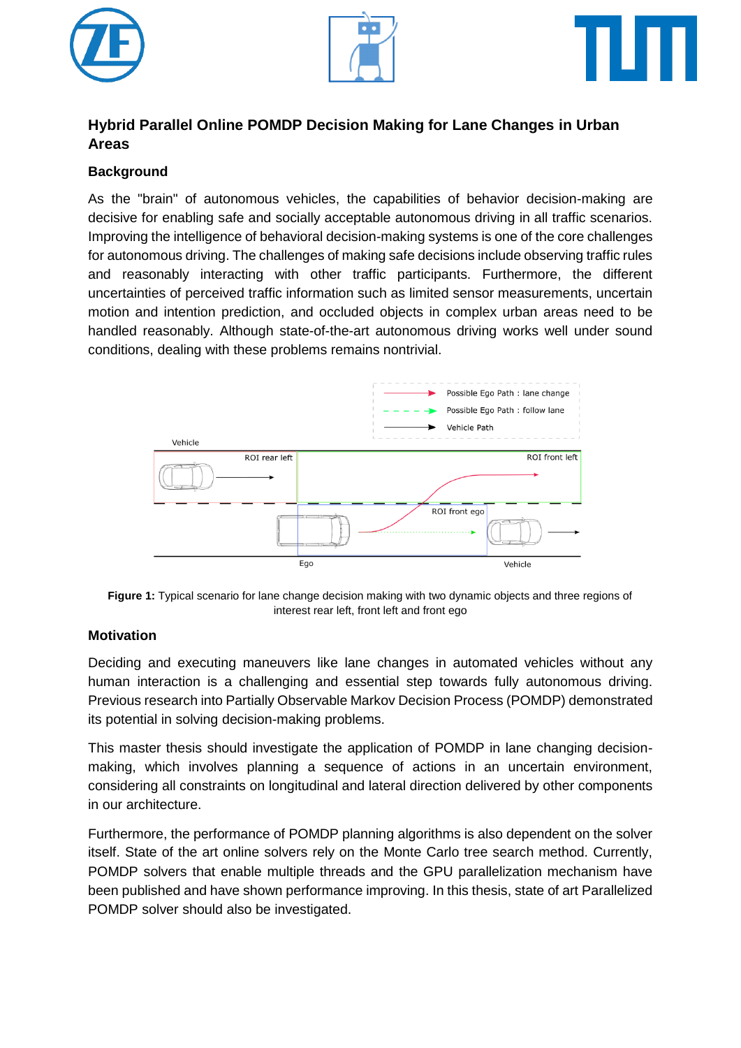## Hybrid Parallel Online POMDP Decision Making for Lane Changes in Urban Areas

### Background

As the "brain" of autonomous vehicles, the capabilities of behavior decision-making are decisive for enabling safe and socially acceptable autonomous driving in all traffic scenarios. Improving the intelligence of behavioral decision-making systems is one of the core challenges for autonomous driving. The challenges of making safe decisions include observing traffic rules and reasonably interacting with other traffic participants. Furthermore, the different uncertainties of perceived traffic information such as limited sensor measurements, uncertain motion and intention prediction, and occluded objects in complex urban areas need to be handled reasonably. Although state-of-the-art autonomous driving works well under sound conditions, dealing with these problems remains nontrivial.

**Figure 1:** Typical scenario for lane change decision making with two dynamic objects and three regions of interest rear left, front left and front ego

### Motivation

Deciding and executing maneuvers like lane changes in automated vehicles without any human interaction is a challenging and essential step towards fully autonomous driving. Previous research into Partially Observable Markov Decision Process (POMDP) demonstrated its potential in solving decision-making problems.

This master thesis should investigate the application of POMDP in lane changing decision-making, which involves planning a sequence of actions in an uncertain environment, considering all constraints on longitudinal and lateral direction delivered by other components in our architecture.

Furthermore, the performance of POMDP planning algorithms is also dependent on the solver itself. State of the art online solvers rely on the Monte Carlo tree search method. Currently, POMDP solvers that enable multiple threads and the GPU parallelization mechanism have been published and have shown performance improving. In this thesis, state of art Parallelized POMDP solver should also be investigated.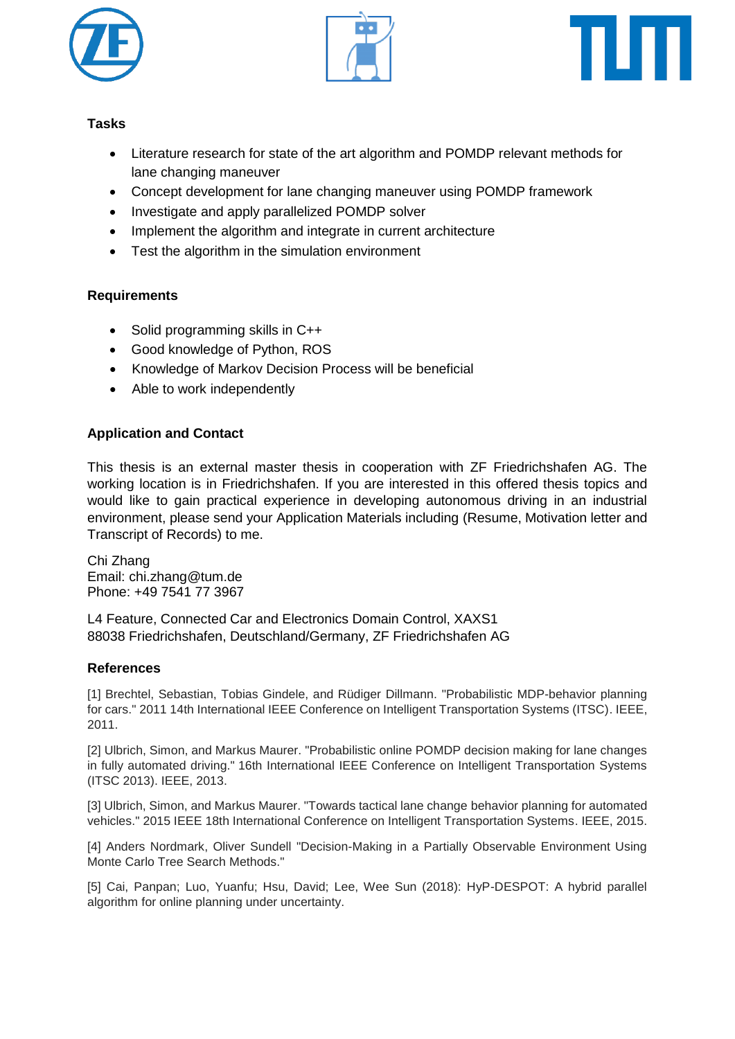**Tasks**

- Literature research for state of the art algorithm and POMDP relevant methods for lane changing maneuver
- Concept development for lane changing maneuver using POMDP framework
- Investigate and apply parallelized POMDP solver
- Implement the algorithm and integrate in current architecture
- Test the algorithm in the simulation environment

**Requirements**

- Solid programming skills in C++
- Good knowledge of Python, ROS
- Knowledge of Markov Decision Process will be beneficial
- Able to work independently

**Application and Contact**

This thesis is an external master thesis in cooperation with ZF Friedrichshafen AG. The working location is in Friedrichshafen. If you are interested in this offered thesis topics and would like to gain practical experience in developing autonomous driving in an industrial environment, please send your Application Materials including (Resume, Motivation letter and Transcript of Records) to me.

Chi Zhang
Email: chi.zhang@tum.de
Phone: +49 7541 77 3967

L4 Feature, Connected Car and Electronics Domain Control, XAXS1
88038 Friedrichshafen, Deutschland/Germany, ZF Friedrichshafen AG

**References**

[1] Brechtel, Sebastian, Tobias Gindele, and Rüdiger Dillmann. "Probabilistic MDP-behavior planning for cars." 2011 14th International IEEE Conference on Intelligent Transportation Systems (ITSC). IEEE, 2011.

[2] Ulbrich, Simon, and Markus Maurer. "Probabilistic online POMDP decision making for lane changes in fully automated driving." 16th International IEEE Conference on Intelligent Transportation Systems (ITSC 2013). IEEE, 2013.

[3] Ulbrich, Simon, and Markus Maurer. "Towards tactical lane change behavior planning for automated vehicles." 2015 IEEE 18th International Conference on Intelligent Transportation Systems. IEEE, 2015.

[4] Anders Nordmark, Oliver Sundell "Decision-Making in a Partially Observable Environment Using Monte Carlo Tree Search Methods."

[5] Cai, Panpan; Luo, Yuanfu; Hsu, David; Lee, Wee Sun (2018): HyP-DESPOT: A hybrid parallel algorithm for online planning under uncertainty.